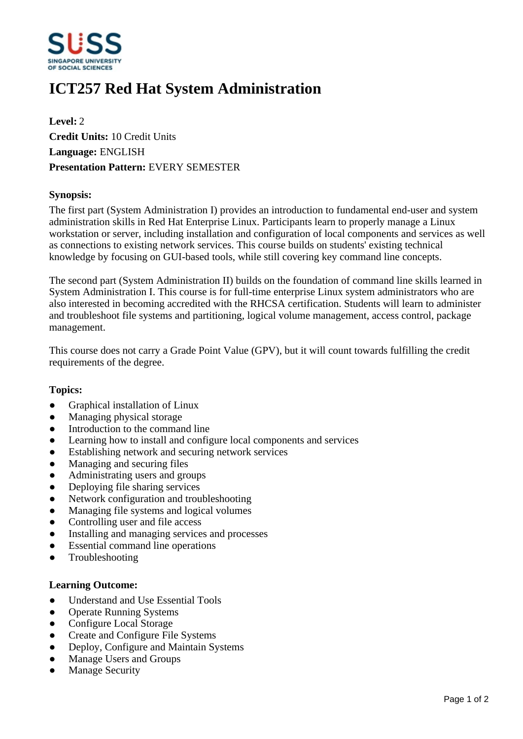# ICT257 Red Hat System Administration

**Level:** 2
**Credit Units:** 10 Credit Units
**Language:** ENGLISH
**Presentation Pattern:** EVERY SEMESTER

### Synopsis:

The first part (System Administration I) provides an introduction to fundamental end-user and system administration skills in Red Hat Enterprise Linux. Participants learn to properly manage a Linux workstation or server, including installation and configuration of local components and services as well as connections to existing network services. This course builds on students' existing technical knowledge by focusing on GUI-based tools, while still covering key command line concepts.

The second part (System Administration II) builds on the foundation of command line skills learned in System Administration I. This course is for full-time enterprise Linux system administrators who are also interested in becoming accredited with the RHCSA certification. Students will learn to administer and troubleshoot file systems and partitioning, logical volume management, access control, package management.

This course does not carry a Grade Point Value (GPV), but it will count towards fulfilling the credit requirements of the degree.

### Topics:

- Graphical installation of Linux
- Managing physical storage
- Introduction to the command line
- Learning how to install and configure local components and services
- Establishing network and securing network services
- Managing and securing files
- Administrating users and groups
- Deploying file sharing services
- Network configuration and troubleshooting
- Managing file systems and logical volumes
- Controlling user and file access
- Installing and managing services and processes
- Essential command line operations
- Troubleshooting

### Learning Outcome:

- Understand and Use Essential Tools
- Operate Running Systems
- Configure Local Storage
- Create and Configure File Systems
- Deploy, Configure and Maintain Systems
- Manage Users and Groups
- Manage Security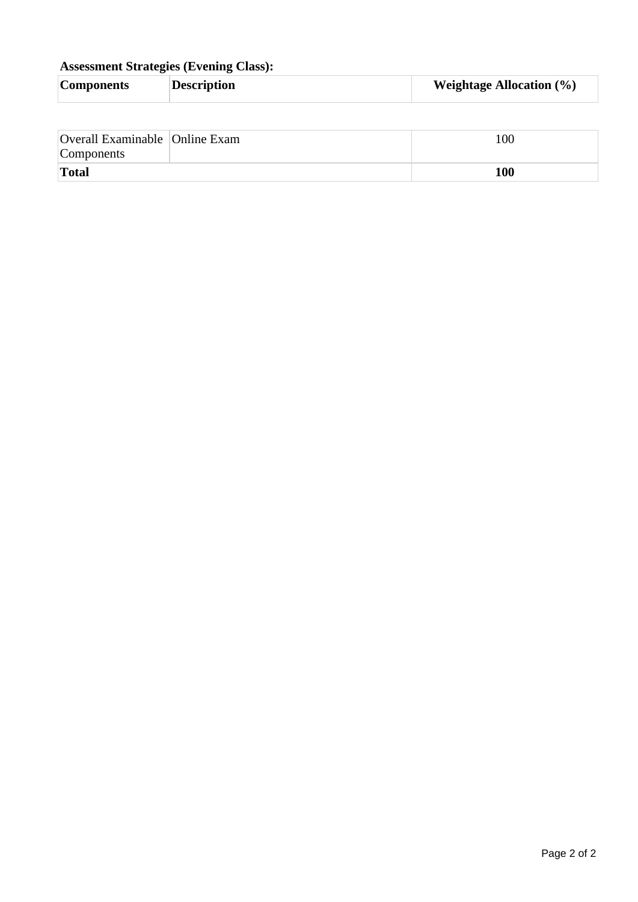**Assessment Strategies (Evening Class):**

| Components | Description | Weightage Allocation (%) |
|---|---|---|
| Overall Examinable Components | Online Exam | 100 |
| **Total** | | **100** |